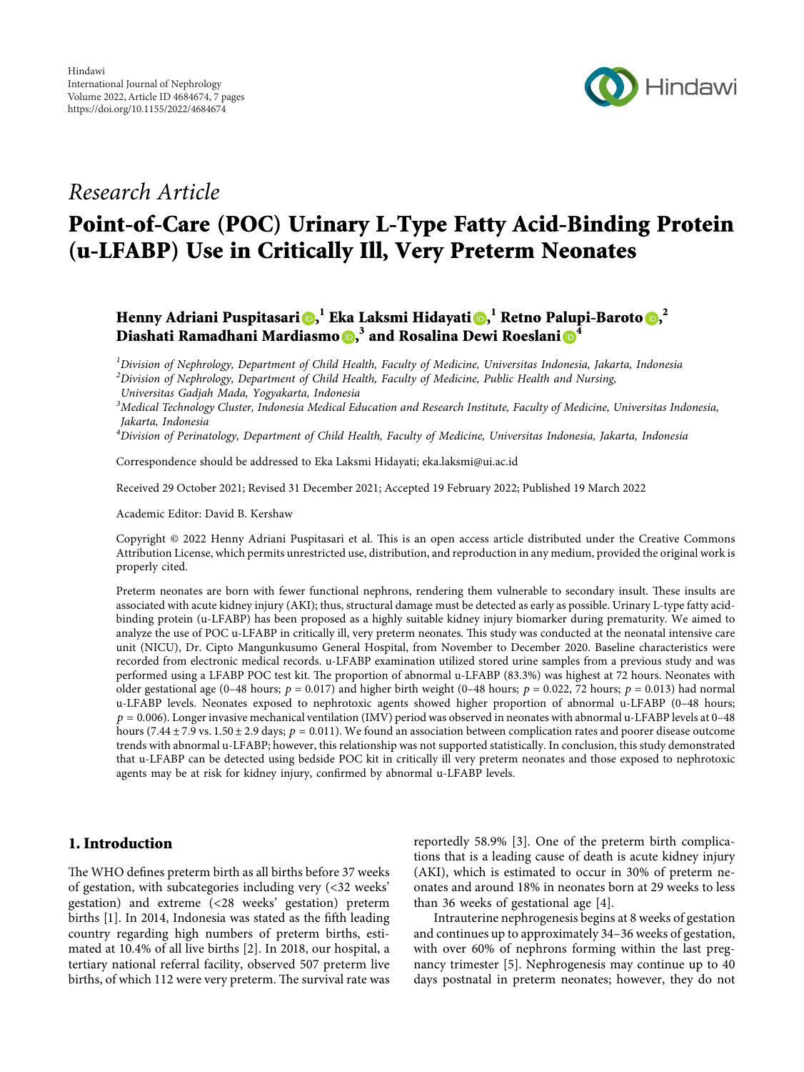Hindawi
International Journal of Nephrology
Volume 2022, Article ID 4684674, 7 pages
https://doi.org/10.1155/2022/4684674

*Research Article*

# Point-of-Care (POC) Urinary L-Type Fatty Acid-Binding Protein (u-LFABP) Use in Critically Ill, Very Preterm Neonates

**Henny Adriani Puspitasari,[1] Eka Laksmi Hidayati,[1] Retno Palupi-Baroto,[2] Diashati Ramadhani Mardiasmo,[3] and Rosalina Dewi Roeslani[4]**

[1]*Division of Nephrology, Department of Child Health, Faculty of Medicine, Universitas Indonesia, Jakarta, Indonesia*
[2]*Division of Nephrology, Department of Child Health, Faculty of Medicine, Public Health and Nursing, Universitas Gadjah Mada, Yogyakarta, Indonesia*
[3]*Medical Technology Cluster, Indonesia Medical Education and Research Institute, Faculty of Medicine, Universitas Indonesia, Jakarta, Indonesia*
[4]*Division of Perinatology, Department of Child Health, Faculty of Medicine, Universitas Indonesia, Jakarta, Indonesia*

Correspondence should be addressed to Eka Laksmi Hidayati; eka.laksmi@ui.ac.id

Received 29 October 2021; Revised 31 December 2021; Accepted 19 February 2022; Published 19 March 2022

Academic Editor: David B. Kershaw

Copyright © 2022 Henny Adriani Puspitasari et al. This is an open access article distributed under the Creative Commons Attribution License, which permits unrestricted use, distribution, and reproduction in any medium, provided the original work is properly cited.

Preterm neonates are born with fewer functional nephrons, rendering them vulnerable to secondary insult. These insults are associated with acute kidney injury (AKI); thus, structural damage must be detected as early as possible. Urinary L-type fatty acid-binding protein (u-LFABP) has been proposed as a highly suitable kidney injury biomarker during prematurity. We aimed to analyze the use of POC u-LFABP in critically ill, very preterm neonates. This study was conducted at the neonatal intensive care unit (NICU), Dr. Cipto Mangunkusumo General Hospital, from November to December 2020. Baseline characteristics were recorded from electronic medical records. u-LFABP examination utilized stored urine samples from a previous study and was performed using a LFABP POC test kit. The proportion of abnormal u-LFABP (83.3%) was highest at 72 hours. Neonates with older gestational age (0–48 hours; $p = 0.017$) and higher birth weight (0–48 hours; $p = 0.022$, 72 hours; $p = 0.013$) had normal u-LFABP levels. Neonates exposed to nephrotoxic agents showed higher proportion of abnormal u-LFABP (0–48 hours; $p = 0.006$). Longer invasive mechanical ventilation (IMV) period was observed in neonates with abnormal u-LFABP levels at 0–48 hours ($7.44 \pm 7.9$ vs. $1.50 \pm 2.9$ days; $p = 0.011$). We found an association between complication rates and poorer disease outcome trends with abnormal u-LFABP; however, this relationship was not supported statistically. In conclusion, this study demonstrated that u-LFABP can be detected using bedside POC kit in critically ill very preterm neonates and those exposed to nephrotoxic agents may be at risk for kidney injury, confirmed by abnormal u-LFABP levels.

## 1. Introduction

The WHO defines preterm birth as all births before 37 weeks of gestation, with subcategories including very (<32 weeks' gestation) and extreme (<28 weeks' gestation) preterm births [1]. In 2014, Indonesia was stated as the fifth leading country regarding high numbers of preterm births, estimated at 10.4% of all live births [2]. In 2018, our hospital, a tertiary national referral facility, observed 507 preterm live births, of which 112 were very preterm. The survival rate was reportedly 58.9% [3]. One of the preterm birth complications that is a leading cause of death is acute kidney injury (AKI), which is estimated to occur in 30% of preterm neonates and around 18% in neonates born at 29 weeks to less than 36 weeks of gestational age [4].

Intrauterine nephrogenesis begins at 8 weeks of gestation and continues up to approximately 34–36 weeks of gestation, with over 60% of nephrons forming within the last pregnancy trimester [5]. Nephrogenesis may continue up to 40 days postnatal in preterm neonates; however, they do not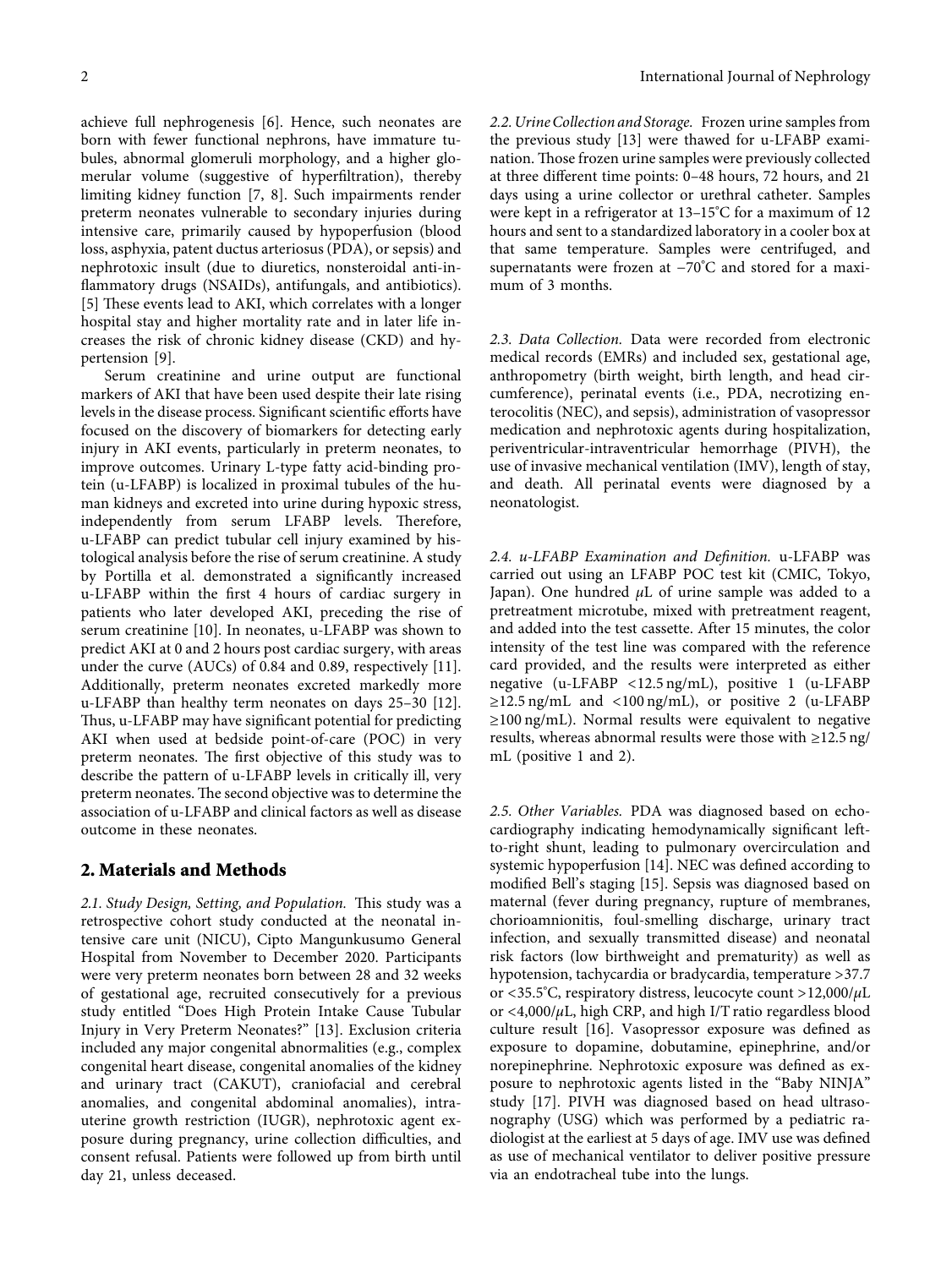achieve full nephrogenesis [6]. Hence, such neonates are born with fewer functional nephrons, have immature tubules, abnormal glomeruli morphology, and a higher glomerular volume (suggestive of hyperfiltration), thereby limiting kidney function [7, 8]. Such impairments render preterm neonates vulnerable to secondary injuries during intensive care, primarily caused by hypoperfusion (blood loss, asphyxia, patent ductus arteriosus (PDA), or sepsis) and nephrotoxic insult (due to diuretics, nonsteroidal anti-inflammatory drugs (NSAIDs), antifungals, and antibiotics). [5] These events lead to AKI, which correlates with a longer hospital stay and higher mortality rate and in later life increases the risk of chronic kidney disease (CKD) and hypertension [9].

Serum creatinine and urine output are functional markers of AKI that have been used despite their late rising levels in the disease process. Significant scientific efforts have focused on the discovery of biomarkers for detecting early injury in AKI events, particularly in preterm neonates, to improve outcomes. Urinary L-type fatty acid-binding protein (u-LFABP) is localized in proximal tubules of the human kidneys and excreted into urine during hypoxic stress, independently from serum LFABP levels. Therefore, u-LFABP can predict tubular cell injury examined by histological analysis before the rise of serum creatinine. A study by Portilla et al. demonstrated a significantly increased u-LFABP within the first 4 hours of cardiac surgery in patients who later developed AKI, preceding the rise of serum creatinine [10]. In neonates, u-LFABP was shown to predict AKI at 0 and 2 hours post cardiac surgery, with areas under the curve (AUCs) of 0.84 and 0.89, respectively [11]. Additionally, preterm neonates excreted markedly more u-LFABP than healthy term neonates on days 25–30 [12]. Thus, u-LFABP may have significant potential for predicting AKI when used at bedside point-of-care (POC) in very preterm neonates. The first objective of this study was to describe the pattern of u-LFABP levels in critically ill, very preterm neonates. The second objective was to determine the association of u-LFABP and clinical factors as well as disease outcome in these neonates.

## 2. Materials and Methods

*2.1. Study Design, Setting, and Population.* This study was a retrospective cohort study conducted at the neonatal intensive care unit (NICU), Cipto Mangunkusumo General Hospital from November to December 2020. Participants were very preterm neonates born between 28 and 32 weeks of gestational age, recruited consecutively for a previous study entitled "Does High Protein Intake Cause Tubular Injury in Very Preterm Neonates?" [13]. Exclusion criteria included any major congenital abnormalities (e.g., complex congenital heart disease, congenital anomalies of the kidney and urinary tract (CAKUT), craniofacial and cerebral anomalies, and congenital abdominal anomalies), intrauterine growth restriction (IUGR), nephrotoxic agent exposure during pregnancy, urine collection difficulties, and consent refusal. Patients were followed up from birth until day 21, unless deceased.

*2.2. Urine Collection and Storage.* Frozen urine samples from the previous study [13] were thawed for u-LFABP examination. Those frozen urine samples were previously collected at three different time points: 0–48 hours, 72 hours, and 21 days using a urine collector or urethral catheter. Samples were kept in a refrigerator at 13–15°C for a maximum of 12 hours and sent to a standardized laboratory in a cooler box at that same temperature. Samples were centrifuged, and supernatants were frozen at −70°C and stored for a maximum of 3 months.

*2.3. Data Collection.* Data were recorded from electronic medical records (EMRs) and included sex, gestational age, anthropometry (birth weight, birth length, and head circumference), perinatal events (i.e., PDA, necrotizing enterocolitis (NEC), and sepsis), administration of vasopressor medication and nephrotoxic agents during hospitalization, periventricular-intraventricular hemorrhage (PIVH), the use of invasive mechanical ventilation (IMV), length of stay, and death. All perinatal events were diagnosed by a neonatologist.

*2.4. u-LFABP Examination and Definition.* u-LFABP was carried out using an LFABP POC test kit (CMIC, Tokyo, Japan). One hundred $\mu$L of urine sample was added to a pretreatment microtube, mixed with pretreatment reagent, and added into the test cassette. After 15 minutes, the color intensity of the test line was compared with the reference card provided, and the results were interpreted as either negative (u-LFABP <12.5 ng/mL), positive 1 (u-LFABP ≥12.5 ng/mL and <100 ng/mL), or positive 2 (u-LFABP ≥100 ng/mL). Normal results were equivalent to negative results, whereas abnormal results were those with ≥12.5 ng/mL (positive 1 and 2).

*2.5. Other Variables.* PDA was diagnosed based on echocardiography indicating hemodynamically significant left-to-right shunt, leading to pulmonary overcirculation and systemic hypoperfusion [14]. NEC was defined according to modified Bell's staging [15]. Sepsis was diagnosed based on maternal (fever during pregnancy, rupture of membranes, chorioamnionitis, foul-smelling discharge, urinary tract infection, and sexually transmitted disease) and neonatal risk factors (low birthweight and prematurity) as well as hypotension, tachycardia or bradycardia, temperature >37.7 or <35.5°C, respiratory distress, leucocyte count >12,000/$\mu$L or <4,000/$\mu$L, high CRP, and high I/T ratio regardless blood culture result [16]. Vasopressor exposure was defined as exposure to dopamine, dobutamine, epinephrine, and/or norepinephrine. Nephrotoxic exposure was defined as exposure to nephrotoxic agents listed in the "Baby NINJA" study [17]. PIVH was diagnosed based on head ultrasonography (USG) which was performed by a pediatric radiologist at the earliest at 5 days of age. IMV use was defined as use of mechanical ventilator to deliver positive pressure via an endotracheal tube into the lungs.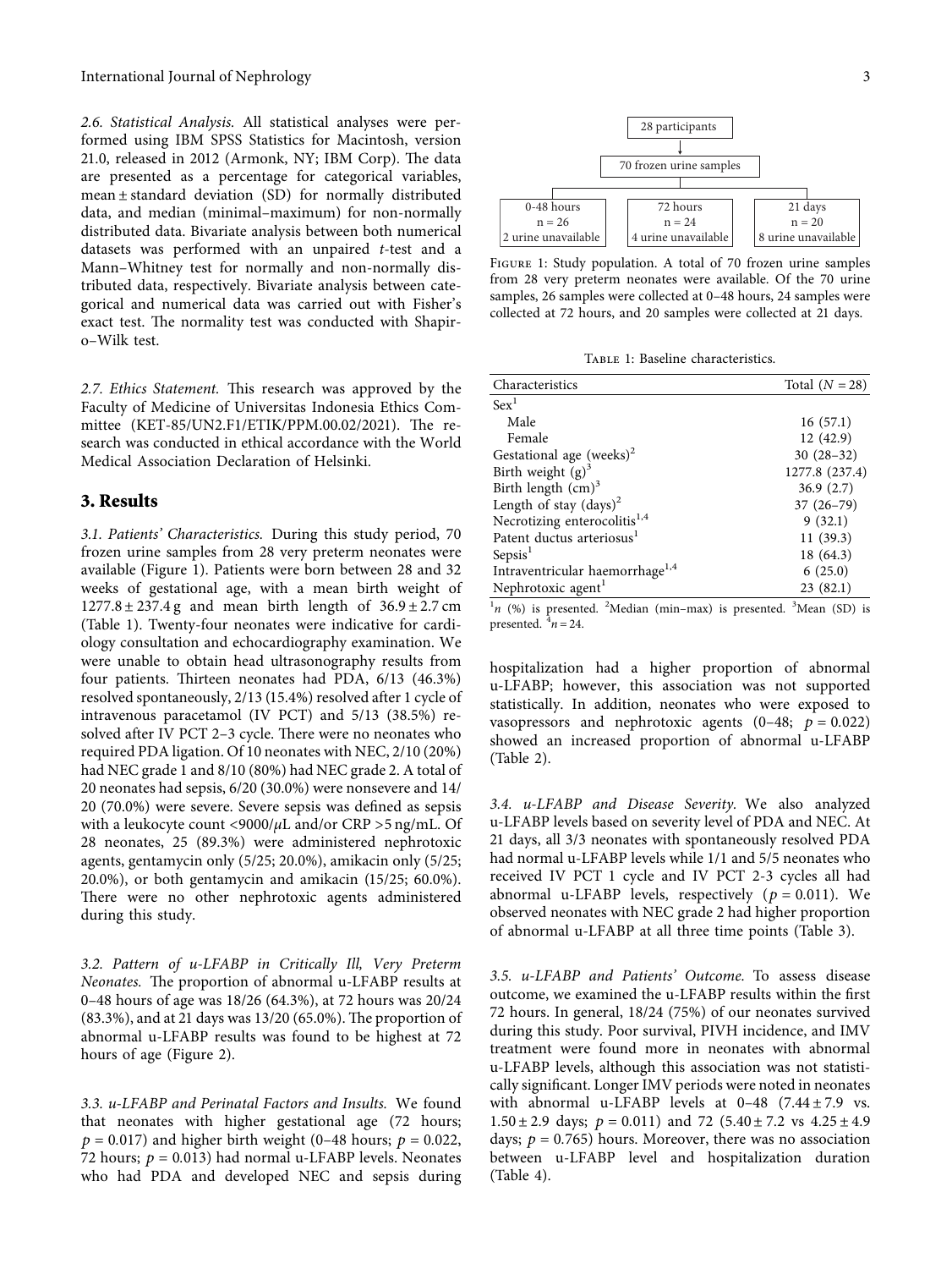*2.6. Statistical Analysis.* All statistical analyses were performed using IBM SPSS Statistics for Macintosh, version 21.0, released in 2012 (Armonk, NY; IBM Corp). The data are presented as a percentage for categorical variables, mean ± standard deviation (SD) for normally distributed data, and median (minimal–maximum) for non-normally distributed data. Bivariate analysis between both numerical datasets was performed with an unpaired *t*-test and a Mann–Whitney test for normally and non-normally distributed data, respectively. Bivariate analysis between categorical and numerical data was carried out with Fisher's exact test. The normality test was conducted with Shapiro–Wilk test.

*2.7. Ethics Statement.* This research was approved by the Faculty of Medicine of Universitas Indonesia Ethics Committee (KET-85/UN2.F1/ETIK/PPM.00.02/2021). The research was conducted in ethical accordance with the World Medical Association Declaration of Helsinki.

## 3. Results

*3.1. Patients' Characteristics.* During this study period, 70 frozen urine samples from 28 very preterm neonates were available (Figure 1). Patients were born between 28 and 32 weeks of gestational age, with a mean birth weight of 1277.8 ± 237.4 g and mean birth length of 36.9 ± 2.7 cm (Table 1). Twenty-four neonates were indicative for cardiology consultation and echocardiography examination. We were unable to obtain head ultrasonography results from four patients. Thirteen neonates had PDA, 6/13 (46.3%) resolved spontaneously, 2/13 (15.4%) resolved after 1 cycle of intravenous paracetamol (IV PCT) and 5/13 (38.5%) resolved after IV PCT 2–3 cycle. There were no neonates who required PDA ligation. Of 10 neonates with NEC, 2/10 (20%) had NEC grade 1 and 8/10 (80%) had NEC grade 2. A total of 20 neonates had sepsis, 6/20 (30.0%) were nonsevere and 14/20 (70.0%) were severe. Severe sepsis was defined as sepsis with a leukocyte count <9000/$\mu$L and/or CRP >5 ng/mL. Of 28 neonates, 25 (89.3%) were administered nephrotoxic agents, gentamycin only (5/25; 20.0%), amikacin only (5/25; 20.0%), or both gentamycin and amikacin (15/25; 60.0%). There were no other nephrotoxic agents administered during this study.

```
                 28 participants
                        ↓
             70 frozen urine samples
        ┌───────────────┼───────────────┐
   0-48 hours       72 hours         21 days
     n = 26          n = 24           n = 20
2 urine unavailable 4 urine unavailable 8 urine unavailable
```

Figure 1: Study population. A total of 70 frozen urine samples from 28 very preterm neonates were available. Of the 70 urine samples, 26 samples were collected at 0–48 hours, 24 samples were collected at 72 hours, and 20 samples were collected at 21 days.

Table 1: Baseline characteristics.

| Characteristics | Total ($N$ = 28) |
|---|---|
| Sex[1] | |
| Male | 16 (57.1) |
| Female | 12 (42.9) |
| Gestational age (weeks)[2] | 30 (28–32) |
| Birth weight (g)[3] | 1277.8 (237.4) |
| Birth length (cm)[3] | 36.9 (2.7) |
| Length of stay (days)[2] | 37 (26–79) |
| Necrotizing enterocolitis[1,4] | 9 (32.1) |
| Patent ductus arteriosus[1] | 11 (39.3) |
| Sepsis[1] | 18 (64.3) |
| Intraventricular haemorrhage[1,4] | 6 (25.0) |
| Nephrotoxic agent[1] | 23 (82.1) |

[1]$n$ (%) is presented. [2]Median (min–max) is presented. [3]Mean (SD) is presented. [4]$n$ = 24.

*3.2. Pattern of u-LFABP in Critically Ill, Very Preterm Neonates.* The proportion of abnormal u-LFABP results at 0–48 hours of age was 18/26 (64.3%), at 72 hours was 20/24 (83.3%), and at 21 days was 13/20 (65.0%). The proportion of abnormal u-LFABP results was found to be highest at 72 hours of age (Figure 2).

*3.3. u-LFABP and Perinatal Factors and Insults.* We found that neonates with higher gestational age (72 hours; $p = 0.017$) and higher birth weight (0–48 hours; $p = 0.022$, 72 hours; $p = 0.013$) had normal u-LFABP levels. Neonates who had PDA and developed NEC and sepsis during hospitalization had a higher proportion of abnormal u-LFABP; however, this association was not supported statistically. In addition, neonates who were exposed to vasopressors and nephrotoxic agents (0–48; $p = 0.022$) showed an increased proportion of abnormal u-LFABP (Table 2).

*3.4. u-LFABP and Disease Severity.* We also analyzed u-LFABP levels based on severity level of PDA and NEC. At 21 days, all 3/3 neonates with spontaneously resolved PDA had normal u-LFABP levels while 1/1 and 5/5 neonates who received IV PCT 1 cycle and IV PCT 2-3 cycles all had abnormal u-LFABP levels, respectively ($p = 0.011$). We observed neonates with NEC grade 2 had higher proportion of abnormal u-LFABP at all three time points (Table 3).

*3.5. u-LFABP and Patients' Outcome.* To assess disease outcome, we examined the u-LFABP results within the first 72 hours. In general, 18/24 (75%) of our neonates survived during this study. Poor survival, PIVH incidence, and IMV treatment were found more in neonates with abnormal u-LFABP levels, although this association was not statistically significant. Longer IMV periods were noted in neonates with abnormal u-LFABP levels at 0–48 (7.44 ± 7.9 vs. 1.50 ± 2.9 days; $p = 0.011$) and 72 (5.40 ± 7.2 vs 4.25 ± 4.9 days; $p = 0.765$) hours. Moreover, there was no association between u-LFABP level and hospitalization duration (Table 4).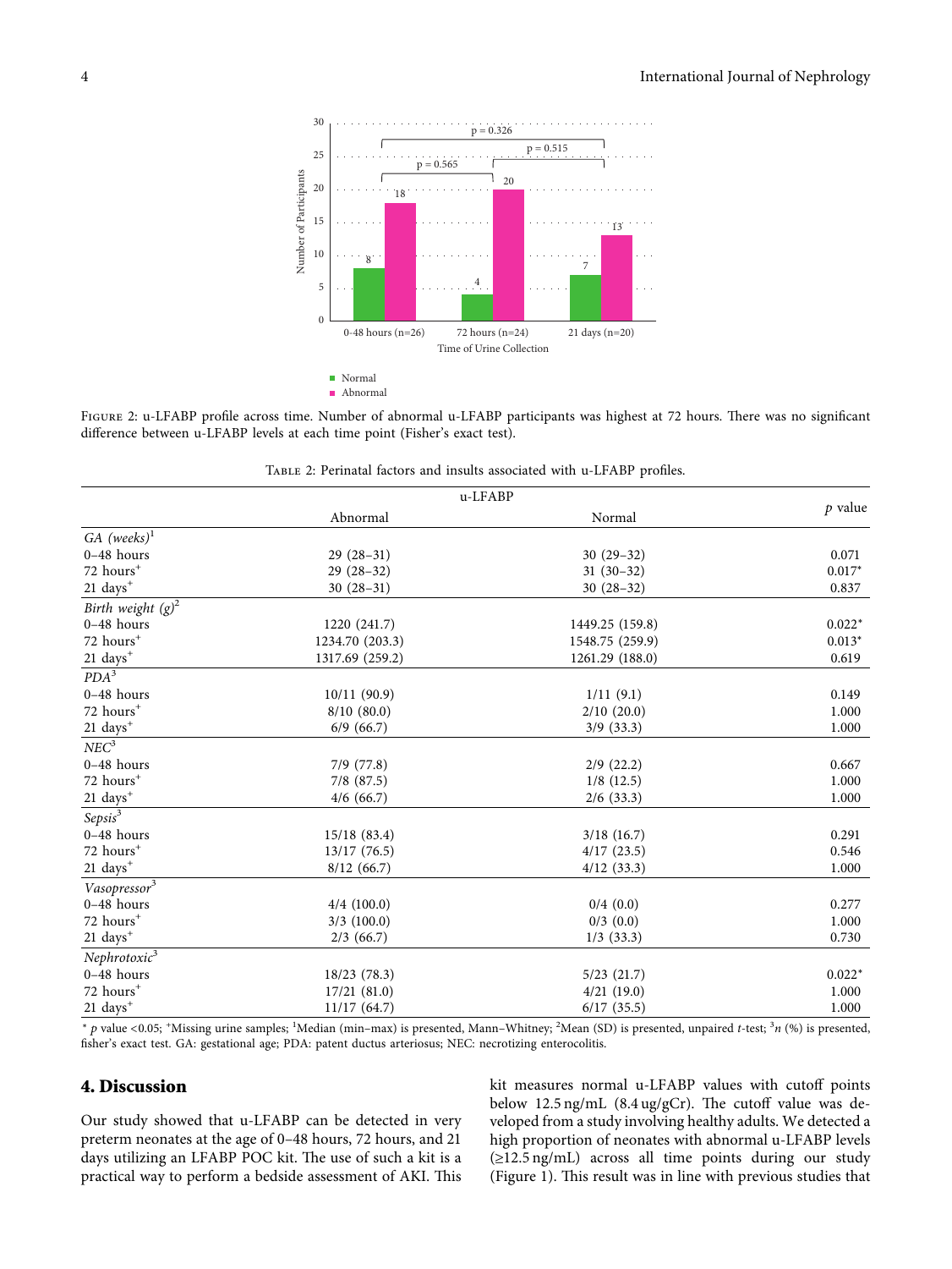Figure 2: u-LFABP profile across time. Number of abnormal u-LFABP participants was highest at 72 hours. There was no significant difference between u-LFABP levels at each time point (Fisher's exact test).

Table 2: Perinatal factors and insults associated with u-LFABP profiles.

| | u-LFABP | | $p$ value |
|---|---|---|---|
| | Abnormal | Normal | |
| *GA (weeks)*[1] | | | |
| 0–48 hours | 29 (28–31) | 30 (29–32) | 0.071 |
| 72 hours[+] | 29 (28–32) | 31 (30–32) | 0.017* |
| 21 days[+] | 30 (28–31) | 30 (28–32) | 0.837 |
| *Birth weight (g)*[2] | | | |
| 0–48 hours | 1220 (241.7) | 1449.25 (159.8) | 0.022* |
| 72 hours[+] | 1234.70 (203.3) | 1548.75 (259.9) | 0.013* |
| 21 days[+] | 1317.69 (259.2) | 1261.29 (188.0) | 0.619 |
| *PDA*[3] | | | |
| 0–48 hours | 10/11 (90.9) | 1/11 (9.1) | 0.149 |
| 72 hours[+] | 8/10 (80.0) | 2/10 (20.0) | 1.000 |
| 21 days[+] | 6/9 (66.7) | 3/9 (33.3) | 1.000 |
| *NEC*[3] | | | |
| 0–48 hours | 7/9 (77.8) | 2/9 (22.2) | 0.667 |
| 72 hours[+] | 7/8 (87.5) | 1/8 (12.5) | 1.000 |
| 21 days[+] | 4/6 (66.7) | 2/6 (33.3) | 1.000 |
| *Sepsis*[3] | | | |
| 0–48 hours | 15/18 (83.4) | 3/18 (16.7) | 0.291 |
| 72 hours[+] | 13/17 (76.5) | 4/17 (23.5) | 0.546 |
| 21 days[+] | 8/12 (66.7) | 4/12 (33.3) | 1.000 |
| *Vasopressor*[3] | | | |
| 0–48 hours | 4/4 (100.0) | 0/4 (0.0) | 0.277 |
| 72 hours[+] | 3/3 (100.0) | 0/3 (0.0) | 1.000 |
| 21 days[+] | 2/3 (66.7) | 1/3 (33.3) | 0.730 |
| *Nephrotoxic*[3] | | | |
| 0–48 hours | 18/23 (78.3) | 5/23 (21.7) | 0.022* |
| 72 hours[+] | 17/21 (81.0) | 4/21 (19.0) | 1.000 |
| 21 days[+] | 11/17 (64.7) | 6/17 (35.5) | 1.000 |

* $p$ value <0.05; [+]Missing urine samples; [1]Median (min–max) is presented, Mann–Whitney; [2]Mean (SD) is presented, unpaired $t$-test; [3]$n$ (%) is presented, fisher's exact test. GA: gestational age; PDA: patent ductus arteriosus; NEC: necrotizing enterocolitis.

## 4. Discussion

Our study showed that u-LFABP can be detected in very preterm neonates at the age of 0–48 hours, 72 hours, and 21 days utilizing an LFABP POC kit. The use of such a kit is a practical way to perform a bedside assessment of AKI. This kit measures normal u-LFABP values with cutoff points below 12.5 ng/mL (8.4 ug/gCr). The cutoff value was developed from a study involving healthy adults. We detected a high proportion of neonates with abnormal u-LFABP levels (≥12.5 ng/mL) across all time points during our study (Figure 1). This result was in line with previous studies that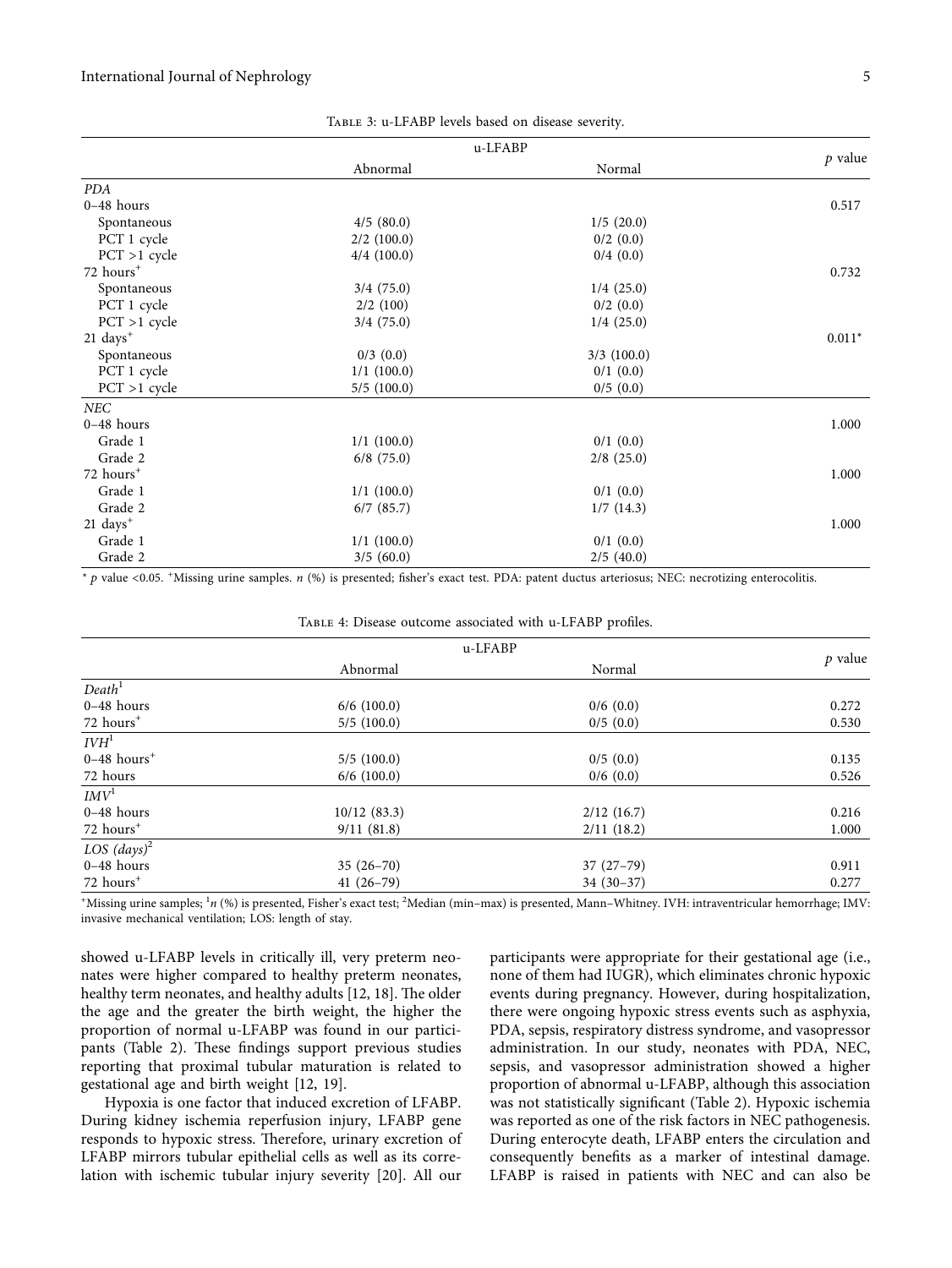Table 3: u-LFABP levels based on disease severity.

| | u-LFABP | | $p$ value |
|---|---|---|---|
| | Abnormal | Normal | |
| *PDA* | | | |
| 0–48 hours | | | 0.517 |
| Spontaneous | 4/5 (80.0) | 1/5 (20.0) | |
| PCT 1 cycle | 2/2 (100.0) | 0/2 (0.0) | |
| PCT >1 cycle | 4/4 (100.0) | 0/4 (0.0) | |
| 72 hours[+] | | | 0.732 |
| Spontaneous | 3/4 (75.0) | 1/4 (25.0) | |
| PCT 1 cycle | 2/2 (100) | 0/2 (0.0) | |
| PCT >1 cycle | 3/4 (75.0) | 1/4 (25.0) | |
| 21 days[+] | | | 0.011* |
| Spontaneous | 0/3 (0.0) | 3/3 (100.0) | |
| PCT 1 cycle | 1/1 (100.0) | 0/1 (0.0) | |
| PCT >1 cycle | 5/5 (100.0) | 0/5 (0.0) | |
| *NEC* | | | |
| 0–48 hours | | | 1.000 |
| Grade 1 | 1/1 (100.0) | 0/1 (0.0) | |
| Grade 2 | 6/8 (75.0) | 2/8 (25.0) | |
| 72 hours[+] | | | 1.000 |
| Grade 1 | 1/1 (100.0) | 0/1 (0.0) | |
| Grade 2 | 6/7 (85.7) | 1/7 (14.3) | |
| 21 days[+] | | | 1.000 |
| Grade 1 | 1/1 (100.0) | 0/1 (0.0) | |
| Grade 2 | 3/5 (60.0) | 2/5 (40.0) | |

* $p$ value <0.05. [+]Missing urine samples. $n$ (%) is presented; fisher's exact test. PDA: patent ductus arteriosus; NEC: necrotizing enterocolitis.

Table 4: Disease outcome associated with u-LFABP profiles.

| | u-LFABP | | $p$ value |
|---|---|---|---|
| | Abnormal | Normal | |
| *Death*[1] | | | |
| 0–48 hours | 6/6 (100.0) | 0/6 (0.0) | 0.272 |
| 72 hours[+] | 5/5 (100.0) | 0/5 (0.0) | 0.530 |
| *IVH*[1] | | | |
| 0–48 hours[+] | 5/5 (100.0) | 0/5 (0.0) | 0.135 |
| 72 hours | 6/6 (100.0) | 0/6 (0.0) | 0.526 |
| *IMV*[1] | | | |
| 0–48 hours | 10/12 (83.3) | 2/12 (16.7) | 0.216 |
| 72 hours[+] | 9/11 (81.8) | 2/11 (18.2) | 1.000 |
| *LOS (days)*[2] | | | |
| 0–48 hours | 35 (26–70) | 37 (27–79) | 0.911 |
| 72 hours[+] | 41 (26–79) | 34 (30–37) | 0.277 |

[+]Missing urine samples; [1]$n$ (%) is presented, Fisher's exact test; [2]Median (min–max) is presented, Mann–Whitney. IVH: intraventricular hemorrhage; IMV: invasive mechanical ventilation; LOS: length of stay.

showed u-LFABP levels in critically ill, very preterm neonates were higher compared to healthy preterm neonates, healthy term neonates, and healthy adults [12, 18]. The older the age and the greater the birth weight, the higher the proportion of normal u-LFABP was found in our participants (Table 2). These findings support previous studies reporting that proximal tubular maturation is related to gestational age and birth weight [12, 19].

Hypoxia is one factor that induced excretion of LFABP. During kidney ischemia reperfusion injury, LFABP gene responds to hypoxic stress. Therefore, urinary excretion of LFABP mirrors tubular epithelial cells as well as its correlation with ischemic tubular injury severity [20]. All our participants were appropriate for their gestational age (i.e., none of them had IUGR), which eliminates chronic hypoxic events during pregnancy. However, during hospitalization, there were ongoing hypoxic stress events such as asphyxia, PDA, sepsis, respiratory distress syndrome, and vasopressor administration. In our study, neonates with PDA, NEC, sepsis, and vasopressor administration showed a higher proportion of abnormal u-LFABP, although this association was not statistically significant (Table 2). Hypoxic ischemia was reported as one of the risk factors in NEC pathogenesis. During enterocyte death, LFABP enters the circulation and consequently benefits as a marker of intestinal damage. LFABP is raised in patients with NEC and can also be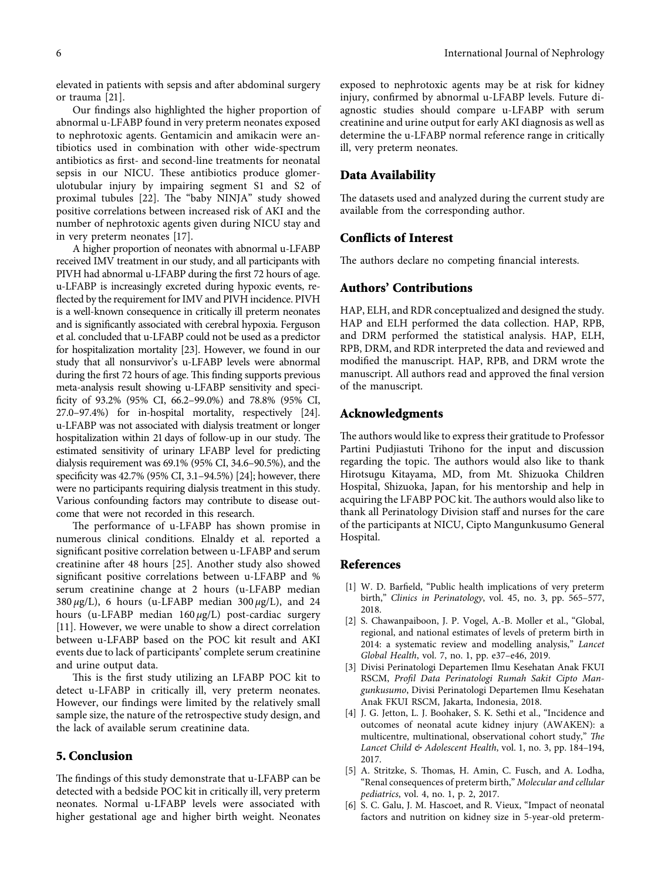elevated in patients with sepsis and after abdominal surgery or trauma [21].

Our findings also highlighted the higher proportion of abnormal u-LFABP found in very preterm neonates exposed to nephrotoxic agents. Gentamicin and amikacin were antibiotics used in combination with other wide-spectrum antibiotics as first- and second-line treatments for neonatal sepsis in our NICU. These antibiotics produce glomerulotubular injury by impairing segment S1 and S2 of proximal tubules [22]. The "baby NINJA" study showed positive correlations between increased risk of AKI and the number of nephrotoxic agents given during NICU stay and in very preterm neonates [17].

A higher proportion of neonates with abnormal u-LFABP received IMV treatment in our study, and all participants with PIVH had abnormal u-LFABP during the first 72 hours of age. u-LFABP is increasingly excreted during hypoxic events, reflected by the requirement for IMV and PIVH incidence. PIVH is a well-known consequence in critically ill preterm neonates and is significantly associated with cerebral hypoxia. Ferguson et al. concluded that u-LFABP could not be used as a predictor for hospitalization mortality [23]. However, we found in our study that all nonsurvivor's u-LFABP levels were abnormal during the first 72 hours of age. This finding supports previous meta-analysis result showing u-LFABP sensitivity and specificity of 93.2% (95% CI, 66.2–99.0%) and 78.8% (95% CI, 27.0–97.4%) for in-hospital mortality, respectively [24]. u-LFABP was not associated with dialysis treatment or longer hospitalization within 21 days of follow-up in our study. The estimated sensitivity of urinary LFABP level for predicting dialysis requirement was 69.1% (95% CI, 34.6–90.5%), and the specificity was 42.7% (95% CI, 3.1–94.5%) [24]; however, there were no participants requiring dialysis treatment in this study. Various confounding factors may contribute to disease outcome that were not recorded in this research.

The performance of u-LFABP has shown promise in numerous clinical conditions. Elnaldy et al. reported a significant positive correlation between u-LFABP and serum creatinine after 48 hours [25]. Another study also showed significant positive correlations between u-LFABP and % serum creatinine change at 2 hours (u-LFABP median 380 $\mu$g/L), 6 hours (u-LFABP median 300 $\mu$g/L), and 24 hours (u-LFABP median 160 $\mu$g/L) post-cardiac surgery [11]. However, we were unable to show a direct correlation between u-LFABP based on the POC kit result and AKI events due to lack of participants' complete serum creatinine and urine output data.

This is the first study utilizing an LFABP POC kit to detect u-LFABP in critically ill, very preterm neonates. However, our findings were limited by the relatively small sample size, the nature of the retrospective study design, and the lack of available serum creatinine data.

## 5. Conclusion

The findings of this study demonstrate that u-LFABP can be detected with a bedside POC kit in critically ill, very preterm neonates. Normal u-LFABP levels were associated with higher gestational age and higher birth weight. Neonates exposed to nephrotoxic agents may be at risk for kidney injury, confirmed by abnormal u-LFABP levels. Future diagnostic studies should compare u-LFABP with serum creatinine and urine output for early AKI diagnosis as well as determine the u-LFABP normal reference range in critically ill, very preterm neonates.

## Data Availability

The datasets used and analyzed during the current study are available from the corresponding author.

## Conflicts of Interest

The authors declare no competing financial interests.

## Authors' Contributions

HAP, ELH, and RDR conceptualized and designed the study. HAP and ELH performed the data collection. HAP, RPB, and DRM performed the statistical analysis. HAP, ELH, RPB, DRM, and RDR interpreted the data and reviewed and modified the manuscript. HAP, RPB, and DRM wrote the manuscript. All authors read and approved the final version of the manuscript.

## Acknowledgments

The authors would like to express their gratitude to Professor Partini Pudjiastuti Trihono for the input and discussion regarding the topic. The authors would also like to thank Hirotsugu Kitayama, MD, from Mt. Shizuoka Children Hospital, Shizuoka, Japan, for his mentorship and help in acquiring the LFABP POC kit. The authors would also like to thank all Perinatology Division staff and nurses for the care of the participants at NICU, Cipto Mangunkusumo General Hospital.

## References

[1] W. D. Barfield, "Public health implications of very preterm birth," *Clinics in Perinatology*, vol. 45, no. 3, pp. 565–577, 2018.

[2] S. Chawanpaiboon, J. P. Vogel, A.-B. Moller et al., "Global, regional, and national estimates of levels of preterm birth in 2014: a systematic review and modelling analysis," *Lancet Global Health*, vol. 7, no. 1, pp. e37–e46, 2019.

[3] Divisi Perinatologi Departemen Ilmu Kesehatan Anak FKUI RSCM, *Profil Data Perinatologi Rumah Sakit Cipto Mangunkusumo*, Divisi Perinatologi Departemen Ilmu Kesehatan Anak FKUI RSCM, Jakarta, Indonesia, 2018.

[4] J. G. Jetton, L. J. Boohaker, S. K. Sethi et al., "Incidence and outcomes of neonatal acute kidney injury (AWAKEN): a multicentre, multinational, observational cohort study," *The Lancet Child & Adolescent Health*, vol. 1, no. 3, pp. 184–194, 2017.

[5] A. Stritzke, S. Thomas, H. Amin, C. Fusch, and A. Lodha, "Renal consequences of preterm birth," *Molecular and cellular pediatrics*, vol. 4, no. 1, p. 2, 2017.

[6] S. C. Galu, J. M. Hascoet, and R. Vieux, "Impact of neonatal factors and nutrition on kidney size in 5-year-old preterm-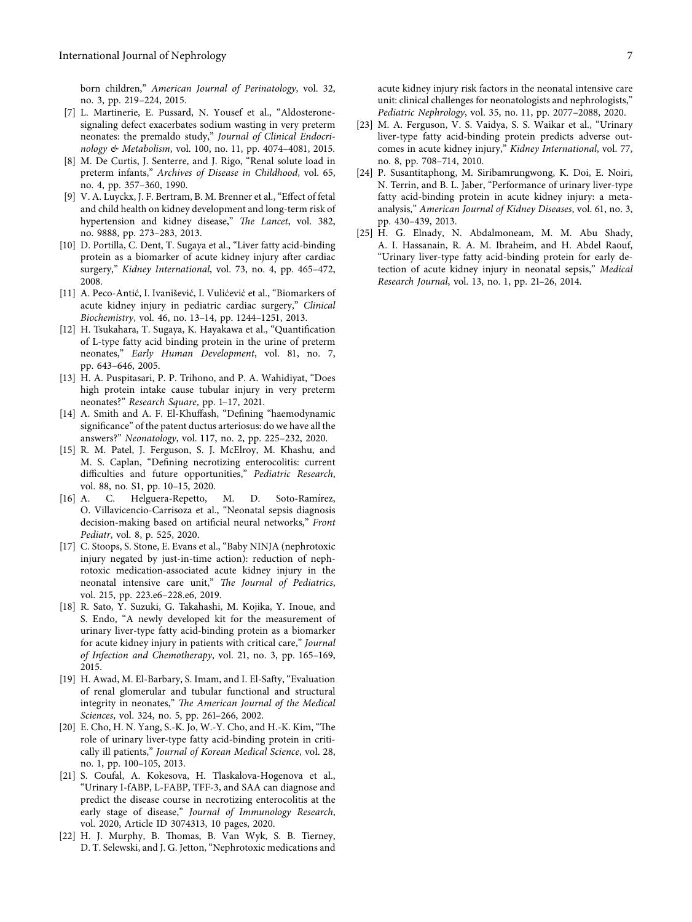born children," *American Journal of Perinatology*, vol. 32, no. 3, pp. 219–224, 2015.

[7] L. Martinerie, E. Pussard, N. Yousef et al., "Aldosterone-signaling defect exacerbates sodium wasting in very preterm neonates: the premaldo study," *Journal of Clinical Endocrinology & Metabolism*, vol. 100, no. 11, pp. 4074–4081, 2015.

[8] M. De Curtis, J. Senterre, and J. Rigo, "Renal solute load in preterm infants," *Archives of Disease in Childhood*, vol. 65, no. 4, pp. 357–360, 1990.

[9] V. A. Luyckx, J. F. Bertram, B. M. Brenner et al., "Effect of fetal and child health on kidney development and long-term risk of hypertension and kidney disease," *The Lancet*, vol. 382, no. 9888, pp. 273–283, 2013.

[10] D. Portilla, C. Dent, T. Sugaya et al., "Liver fatty acid-binding protein as a biomarker of acute kidney injury after cardiac surgery," *Kidney International*, vol. 73, no. 4, pp. 465–472, 2008.

[11] A. Peco-Antić, I. Ivanišević, I. Vulićević et al., "Biomarkers of acute kidney injury in pediatric cardiac surgery," *Clinical Biochemistry*, vol. 46, no. 13–14, pp. 1244–1251, 2013.

[12] H. Tsukahara, T. Sugaya, K. Hayakawa et al., "Quantification of L-type fatty acid binding protein in the urine of preterm neonates," *Early Human Development*, vol. 81, no. 7, pp. 643–646, 2005.

[13] H. A. Puspitasari, P. P. Trihono, and P. A. Wahidiyat, "Does high protein intake cause tubular injury in very preterm neonates?" *Research Square*, pp. 1–17, 2021.

[14] A. Smith and A. F. El-Khuffash, "Defining "haemodynamic significance" of the patent ductus arteriosus: do we have all the answers?" *Neonatology*, vol. 117, no. 2, pp. 225–232, 2020.

[15] R. M. Patel, J. Ferguson, S. J. McElroy, M. Khashu, and M. S. Caplan, "Defining necrotizing enterocolitis: current difficulties and future opportunities," *Pediatric Research*, vol. 88, no. S1, pp. 10–15, 2020.

[16] A. C. Helguera-Repetto, M. D. Soto-Ramírez, O. Villavicencio-Carrisoza et al., "Neonatal sepsis diagnosis decision-making based on artificial neural networks," *Front Pediatr*, vol. 8, p. 525, 2020.

[17] C. Stoops, S. Stone, E. Evans et al., "Baby NINJA (nephrotoxic injury negated by just-in-time action): reduction of nephrotoxic medication-associated acute kidney injury in the neonatal intensive care unit," *The Journal of Pediatrics*, vol. 215, pp. 223.e6–228.e6, 2019.

[18] R. Sato, Y. Suzuki, G. Takahashi, M. Kojika, Y. Inoue, and S. Endo, "A newly developed kit for the measurement of urinary liver-type fatty acid-binding protein as a biomarker for acute kidney injury in patients with critical care," *Journal of Infection and Chemotherapy*, vol. 21, no. 3, pp. 165–169, 2015.

[19] H. Awad, M. El-Barbary, S. Imam, and I. El-Safty, "Evaluation of renal glomerular and tubular functional and structural integrity in neonates," *The American Journal of the Medical Sciences*, vol. 324, no. 5, pp. 261–266, 2002.

[20] E. Cho, H. N. Yang, S.-K. Jo, W.-Y. Cho, and H.-K. Kim, "The role of urinary liver-type fatty acid-binding protein in critically ill patients," *Journal of Korean Medical Science*, vol. 28, no. 1, pp. 100–105, 2013.

[21] S. Coufal, A. Kokesova, H. Tlaskalova-Hogenova et al., "Urinary I-fABP, L-FABP, TFF-3, and SAA can diagnose and predict the disease course in necrotizing enterocolitis at the early stage of disease," *Journal of Immunology Research*, vol. 2020, Article ID 3074313, 10 pages, 2020.

[22] H. J. Murphy, B. Thomas, B. Van Wyk, S. B. Tierney, D. T. Selewski, and J. G. Jetton, "Nephrotoxic medications and acute kidney injury risk factors in the neonatal intensive care unit: clinical challenges for neonatologists and nephrologists," *Pediatric Nephrology*, vol. 35, no. 11, pp. 2077–2088, 2020.

[23] M. A. Ferguson, V. S. Vaidya, S. S. Waikar et al., "Urinary liver-type fatty acid-binding protein predicts adverse outcomes in acute kidney injury," *Kidney International*, vol. 77, no. 8, pp. 708–714, 2010.

[24] P. Susantitaphong, M. Siribamrungwong, K. Doi, E. Noiri, N. Terrin, and B. L. Jaber, "Performance of urinary liver-type fatty acid-binding protein in acute kidney injury: a meta-analysis," *American Journal of Kidney Diseases*, vol. 61, no. 3, pp. 430–439, 2013.

[25] H. G. Elnady, N. Abdalmoneam, M. M. Abu Shady, A. I. Hassanain, R. A. M. Ibraheim, and H. Abdel Raouf, "Urinary liver-type fatty acid-binding protein for early detection of acute kidney injury in neonatal sepsis," *Medical Research Journal*, vol. 13, no. 1, pp. 21–26, 2014.